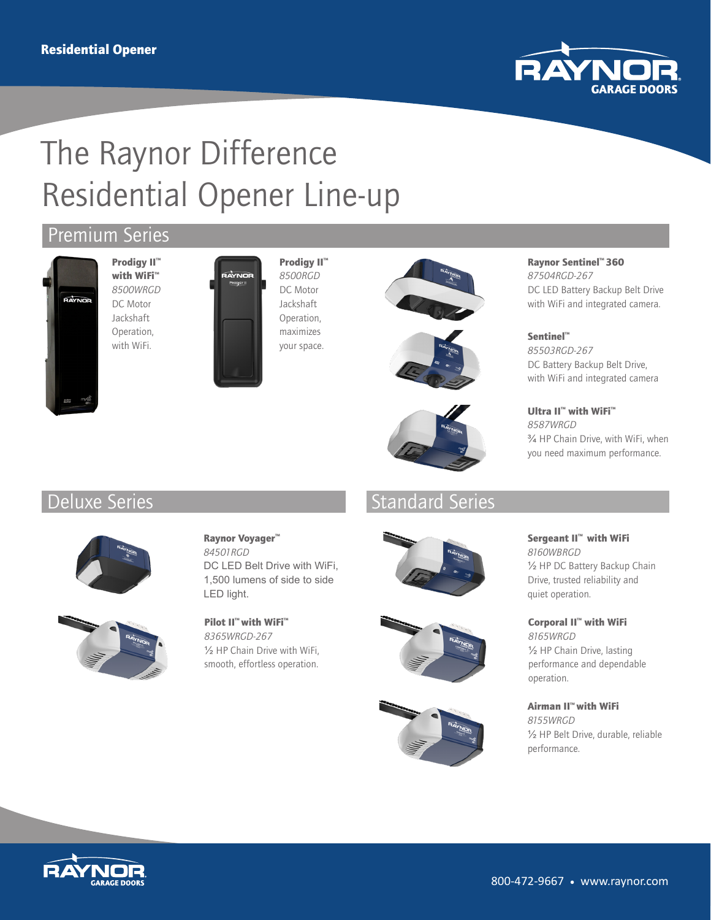Residential Opener

# The Raynor Difference
# Residential Opener Line-up

## Premium Series

**Prodigy II™ with WiFi™**
*8500WRGD*
DC Motor Jackshaft Operation, with WiFi.

**Prodigy II™**
*8500RGD*
DC Motor Jackshaft Operation, maximizes your space.

**Raynor Sentinel™ 360**
*87504RGD-267*
DC LED Battery Backup Belt Drive with WiFi and integrated camera.

**Sentinel™**
*85503RGD-267*
DC Battery Backup Belt Drive, with WiFi and integrated camera

**Ultra II™ with WiFi™**
*8587WRGD*
¾ HP Chain Drive, with WiFi, when you need maximum performance.

## Deluxe Series

**Raynor Voyager™**
*84501RGD*
DC LED Belt Drive with WiFi, 1,500 lumens of side to side LED light.

**Pilot II™ with WiFi™**
*8365WRGD-267*
½ HP Chain Drive with WiFi, smooth, effortless operation.

## Standard Series

**Sergeant II™ with WiFi**
*8160WBRGD*
½ HP DC Battery Backup Chain Drive, trusted reliability and quiet operation.

**Corporal II™ with WiFi**
*8165WRGD*
½ HP Chain Drive, lasting performance and dependable operation.

**Airman II™ with WiFi**
*8155WRGD*
½ HP Belt Drive, durable, reliable performance.

800-472-9667 • www.raynor.com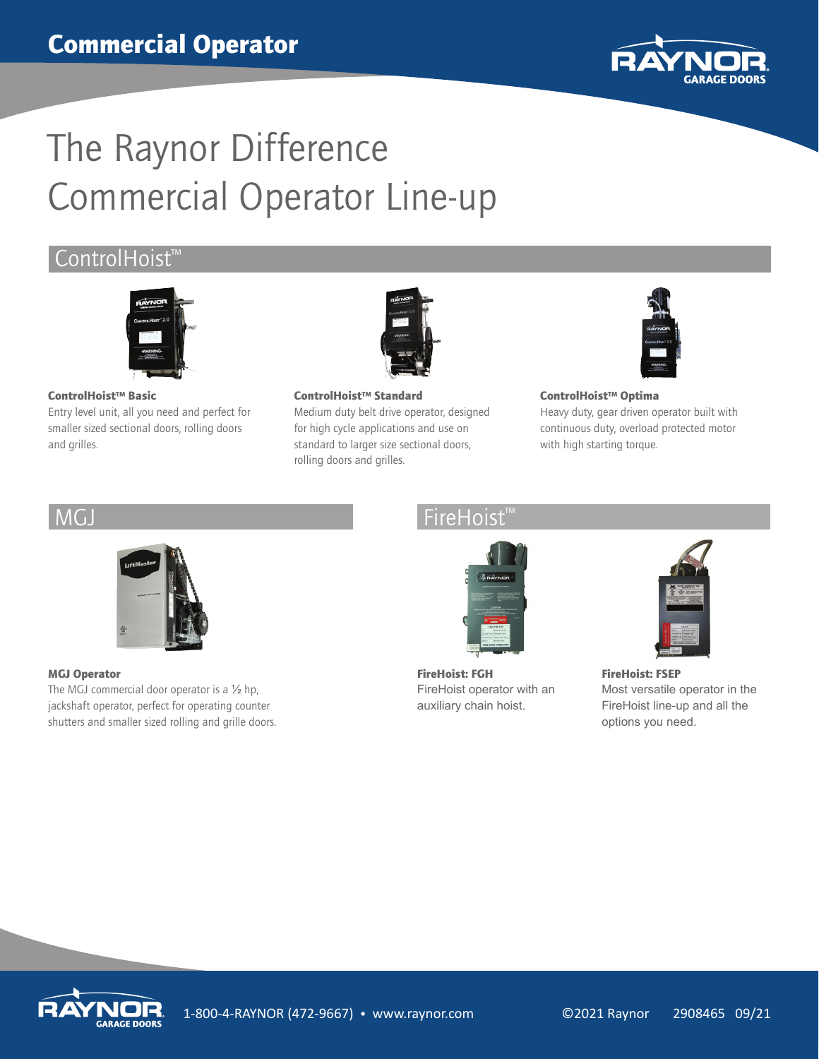# Commercial Operator

# The Raynor Difference Commercial Operator Line-up

## ControlHoist™

**ControlHoist™ Basic**
Entry level unit, all you need and perfect for smaller sized sectional doors, rolling doors and grilles.

**ControlHoist™ Standard**
Medium duty belt drive operator, designed for high cycle applications and use on standard to larger size sectional doors, rolling doors and grilles.

**ControlHoist™ Optima**
Heavy duty, gear driven operator built with continuous duty, overload protected motor with high starting torque.

## MGJ

**MGJ Operator**
The MGJ commercial door operator is a ½ hp, jackshaft operator, perfect for operating counter shutters and smaller sized rolling and grille doors.

## FireHoist™

**FireHoist: FGH**
FireHoist operator with an auxiliary chain hoist.

**FireHoist: FSEP**
Most versatile operator in the FireHoist line-up and all the options you need.

1-800-4-RAYNOR (472-9667) • www.raynor.com

©2021 Raynor 2908465 09/21